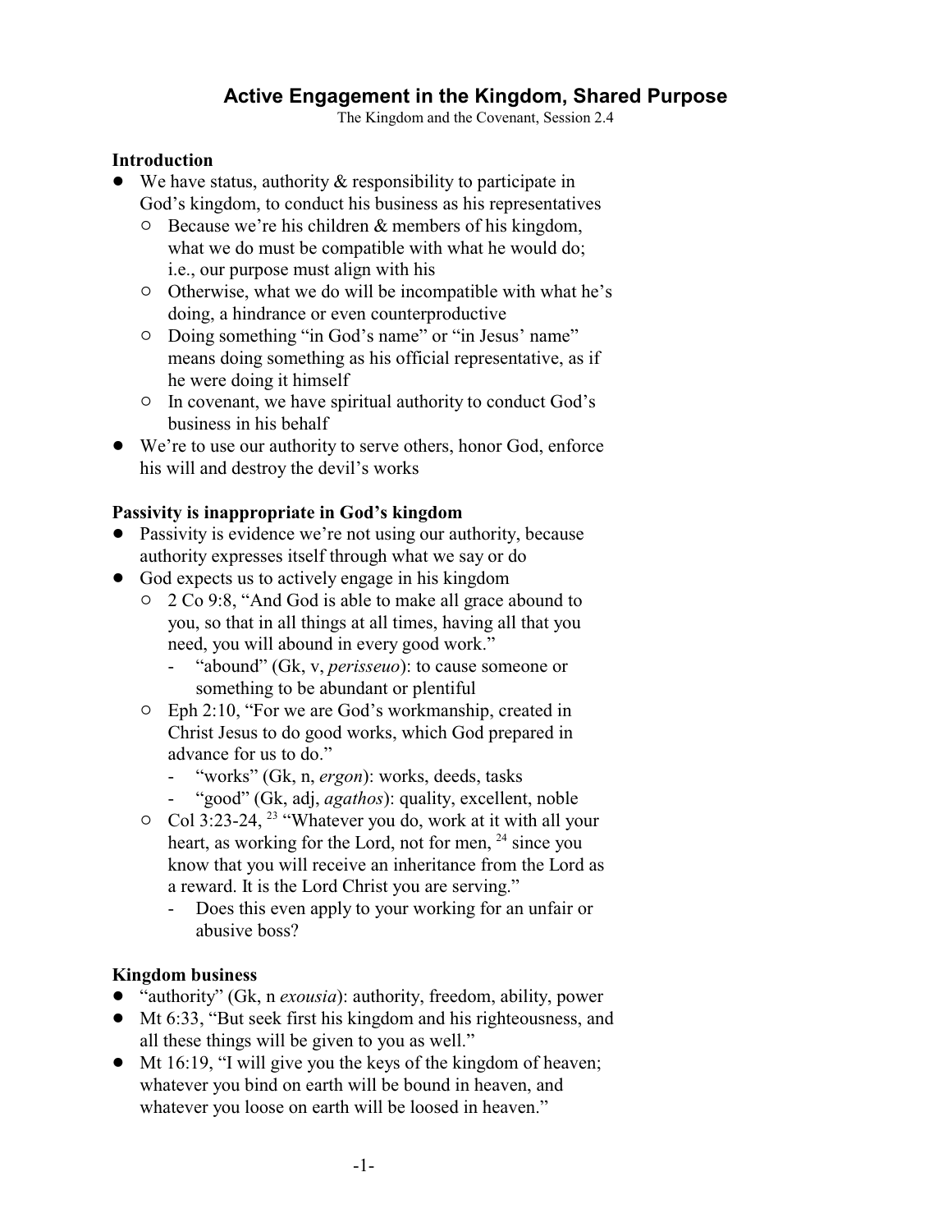# Active Engagement in the Kingdom, Shared Purpose

The Kingdom and the Covenant, Session 2.4

## Introduction

- We have status, authority & responsibility to participate in God's kingdom, to conduct his business as his representatives
  - Because we're his children & members of his kingdom, what we do must be compatible with what he would do; i.e., our purpose must align with his
  - Otherwise, what we do will be incompatible with what he's doing, a hindrance or even counterproductive
  - Doing something "in God's name" or "in Jesus' name" means doing something as his official representative, as if he were doing it himself
  - In covenant, we have spiritual authority to conduct God's business in his behalf
- We're to use our authority to serve others, honor God, enforce his will and destroy the devil's works

## Passivity is inappropriate in God's kingdom

- Passivity is evidence we're not using our authority, because authority expresses itself through what we say or do
- God expects us to actively engage in his kingdom
  - 2 Co 9:8, "And God is able to make all grace abound to you, so that in all things at all times, having all that you need, you will abound in every good work."
    - "abound" (Gk, v, *perisseuo*): to cause someone or something to be abundant or plentiful
  - Eph 2:10, "For we are God's workmanship, created in Christ Jesus to do good works, which God prepared in advance for us to do."
    - "works" (Gk, n, *ergon*): works, deeds, tasks
    - "good" (Gk, adj, *agathos*): quality, excellent, noble
  - Col 3:23-24, [23] "Whatever you do, work at it with all your heart, as working for the Lord, not for men, [24] since you know that you will receive an inheritance from the Lord as a reward. It is the Lord Christ you are serving."
    - Does this even apply to your working for an unfair or abusive boss?

## Kingdom business

- "authority" (Gk, n *exousia*): authority, freedom, ability, power
- Mt 6:33, "But seek first his kingdom and his righteousness, and all these things will be given to you as well."
- Mt 16:19, "I will give you the keys of the kingdom of heaven; whatever you bind on earth will be bound in heaven, and whatever you loose on earth will be loosed in heaven."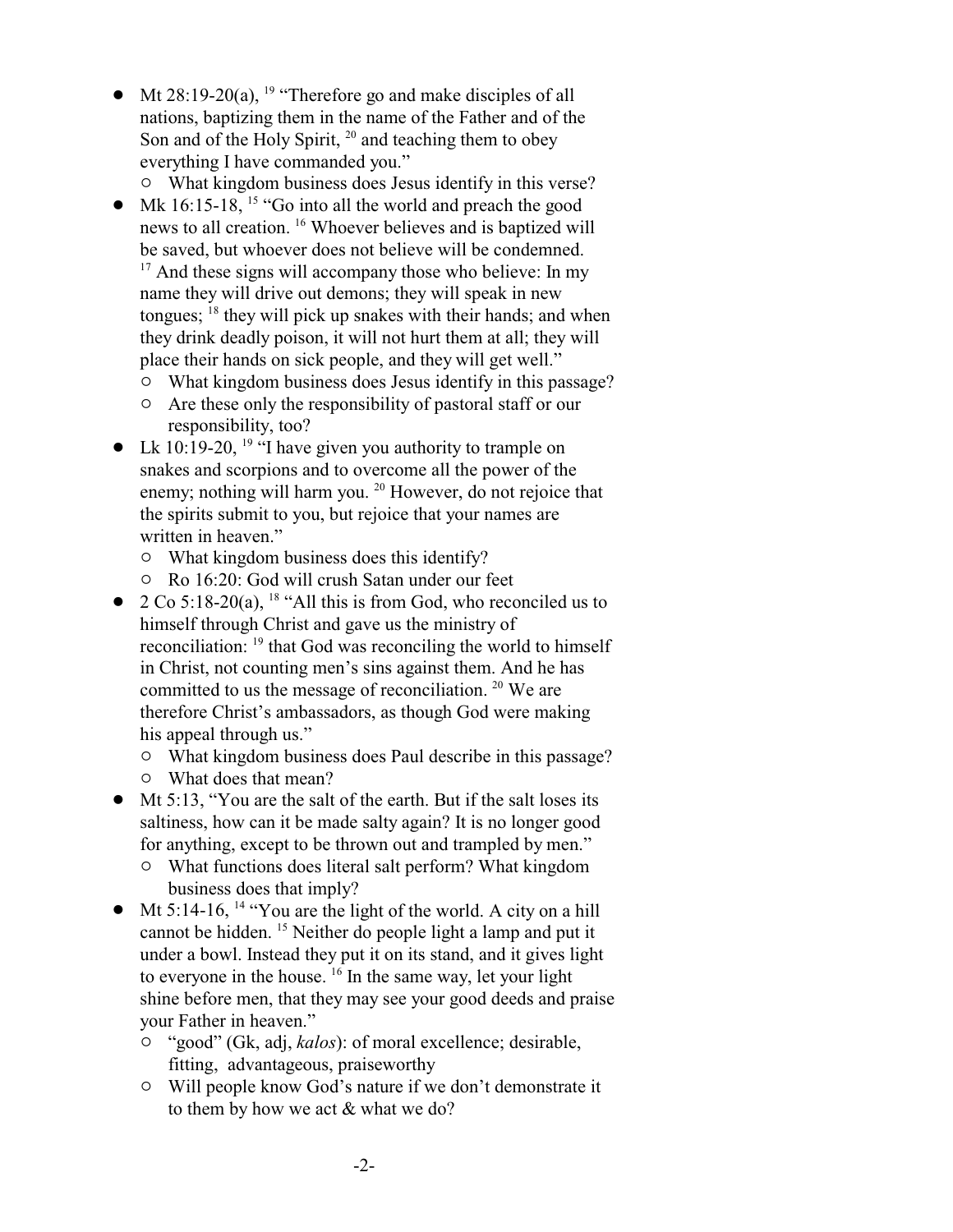- Mt 28:19-20(a), [19] "Therefore go and make disciples of all nations, baptizing them in the name of the Father and of the Son and of the Holy Spirit, [20] and teaching them to obey everything I have commanded you."
  - What kingdom business does Jesus identify in this verse?
- Mk 16:15-18, [15] "Go into all the world and preach the good news to all creation. [16] Whoever believes and is baptized will be saved, but whoever does not believe will be condemned. [17] And these signs will accompany those who believe: In my name they will drive out demons; they will speak in new tongues; [18] they will pick up snakes with their hands; and when they drink deadly poison, it will not hurt them at all; they will place their hands on sick people, and they will get well."
  - What kingdom business does Jesus identify in this passage?
  - Are these only the responsibility of pastoral staff or our responsibility, too?
- Lk 10:19-20, [19] "I have given you authority to trample on snakes and scorpions and to overcome all the power of the enemy; nothing will harm you. [20] However, do not rejoice that the spirits submit to you, but rejoice that your names are written in heaven."
  - What kingdom business does this identify?
  - Ro 16:20: God will crush Satan under our feet
- 2 Co 5:18-20(a), [18] "All this is from God, who reconciled us to himself through Christ and gave us the ministry of reconciliation: [19] that God was reconciling the world to himself in Christ, not counting men's sins against them. And he has committed to us the message of reconciliation. [20] We are therefore Christ's ambassadors, as though God were making his appeal through us."
  - What kingdom business does Paul describe in this passage?
  - What does that mean?
- Mt 5:13, "You are the salt of the earth. But if the salt loses its saltiness, how can it be made salty again? It is no longer good for anything, except to be thrown out and trampled by men."
  - What functions does literal salt perform? What kingdom business does that imply?
- Mt 5:14-16, [14] "You are the light of the world. A city on a hill cannot be hidden. [15] Neither do people light a lamp and put it under a bowl. Instead they put it on its stand, and it gives light to everyone in the house. [16] In the same way, let your light shine before men, that they may see your good deeds and praise your Father in heaven."
  - "good" (Gk, adj, *kalos*): of moral excellence; desirable, fitting, advantageous, praiseworthy
  - Will people know God's nature if we don't demonstrate it to them by how we act & what we do?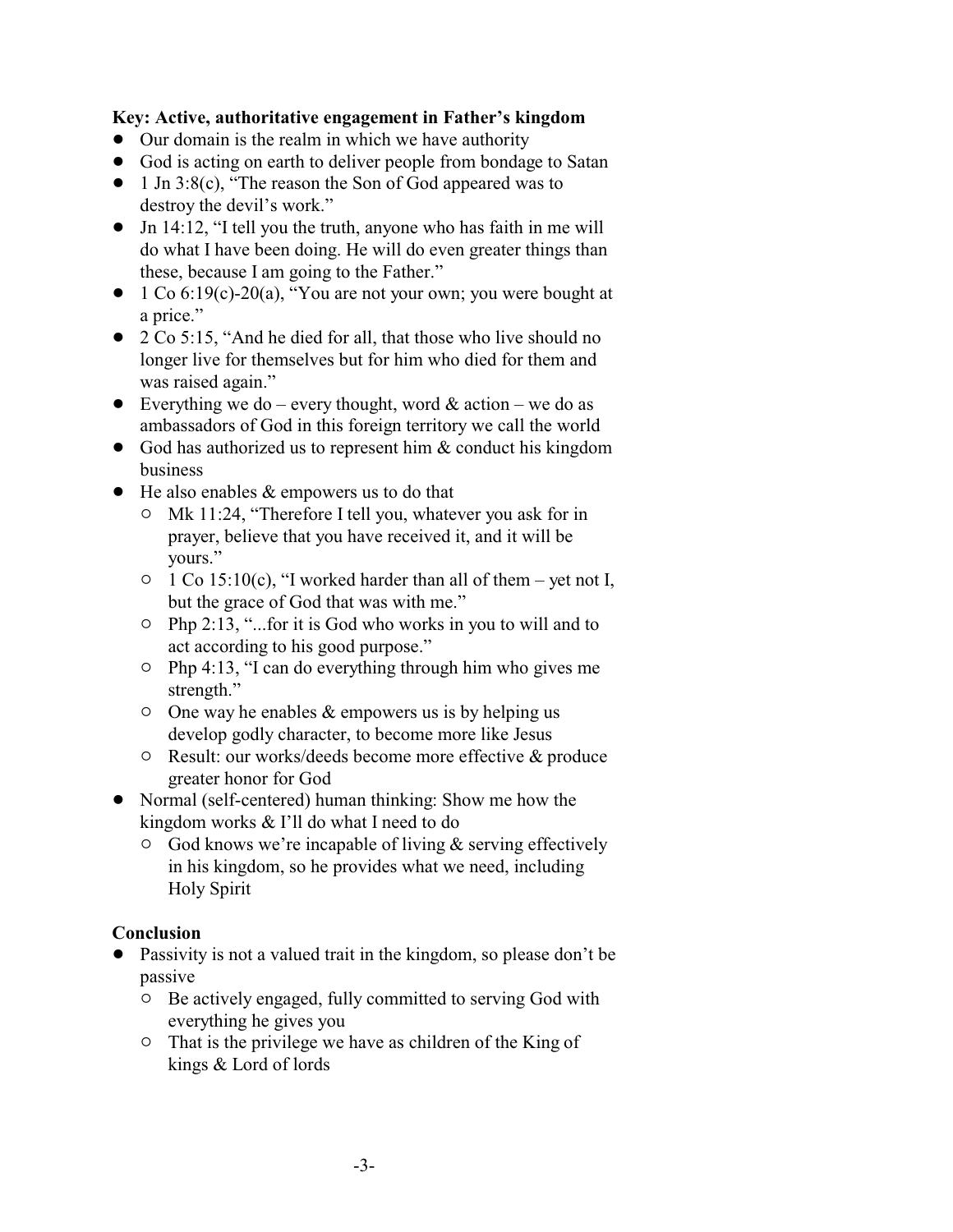**Key: Active, authoritative engagement in Father's kingdom**

- Our domain is the realm in which we have authority
- God is acting on earth to deliver people from bondage to Satan
- 1 Jn 3:8(c), "The reason the Son of God appeared was to destroy the devil's work."
- Jn 14:12, "I tell you the truth, anyone who has faith in me will do what I have been doing. He will do even greater things than these, because I am going to the Father."
- 1 Co 6:19(c)-20(a), "You are not your own; you were bought at a price."
- 2 Co 5:15, "And he died for all, that those who live should no longer live for themselves but for him who died for them and was raised again."
- Everything we do – every thought, word & action – we do as ambassadors of God in this foreign territory we call the world
- God has authorized us to represent him & conduct his kingdom business
- He also enables & empowers us to do that
  - Mk 11:24, "Therefore I tell you, whatever you ask for in prayer, believe that you have received it, and it will be yours."
  - 1 Co 15:10(c), "I worked harder than all of them – yet not I, but the grace of God that was with me."
  - Php 2:13, "...for it is God who works in you to will and to act according to his good purpose."
  - Php 4:13, "I can do everything through him who gives me strength."
  - One way he enables & empowers us is by helping us develop godly character, to become more like Jesus
  - Result: our works/deeds become more effective & produce greater honor for God
- Normal (self-centered) human thinking: Show me how the kingdom works & I'll do what I need to do
  - God knows we're incapable of living & serving effectively in his kingdom, so he provides what we need, including Holy Spirit

**Conclusion**

- Passivity is not a valued trait in the kingdom, so please don't be passive
  - Be actively engaged, fully committed to serving God with everything he gives you
  - That is the privilege we have as children of the King of kings & Lord of lords